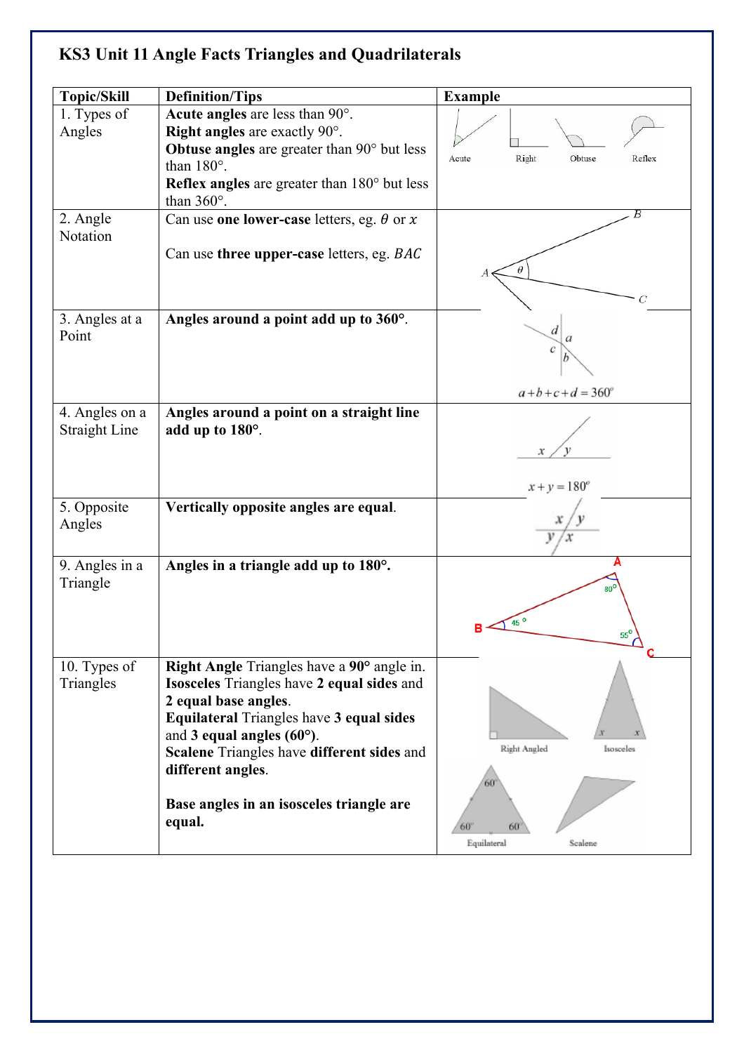# KS3 Unit 11 Angle Facts Triangles and Quadrilaterals

| Topic/Skill | Definition/Tips | Example |
|---|---|---|
| 1. Types of Angles | **Acute angles** are less than 90°. **Right angles** are exactly 90°. **Obtuse angles** are greater than 90° but less than 180°. **Reflex angles** are greater than 180° but less than 360°. | Acute Right Obtuse Reflex |
| 2. Angle Notation | Can use **one lower-case** letters, eg. $\theta$ or $x$ <br><br> Can use **three upper-case** letters, eg. $BAC$ | B, A, $\theta$, C |
| 3. Angles at a Point | **Angles around a point add up to 360°.** | $a+b+c+d=360°$ |
| 4. Angles on a Straight Line | **Angles around a point on a straight line add up to 180°.** | $x+y=180°$ |
| 5. Opposite Angles | **Vertically opposite angles are equal.** | x, y, y, x |
| 9. Angles in a Triangle | **Angles in a triangle add up to 180°.** | A 80°, B 45°, C 55° |
| 10. Types of Triangles | **Right Angle** Triangles have a **90°** angle in. **Isosceles** Triangles have **2 equal sides** and **2 equal base angles**. **Equilateral** Triangles have **3 equal sides** and **3 equal angles (60°)**. **Scalene** Triangles have **different sides** and **different angles**. <br><br> **Base angles in an isosceles triangle are equal.** | Right Angled, Isosceles (x, x), Equilateral (60°, 60°, 60°), Scalene |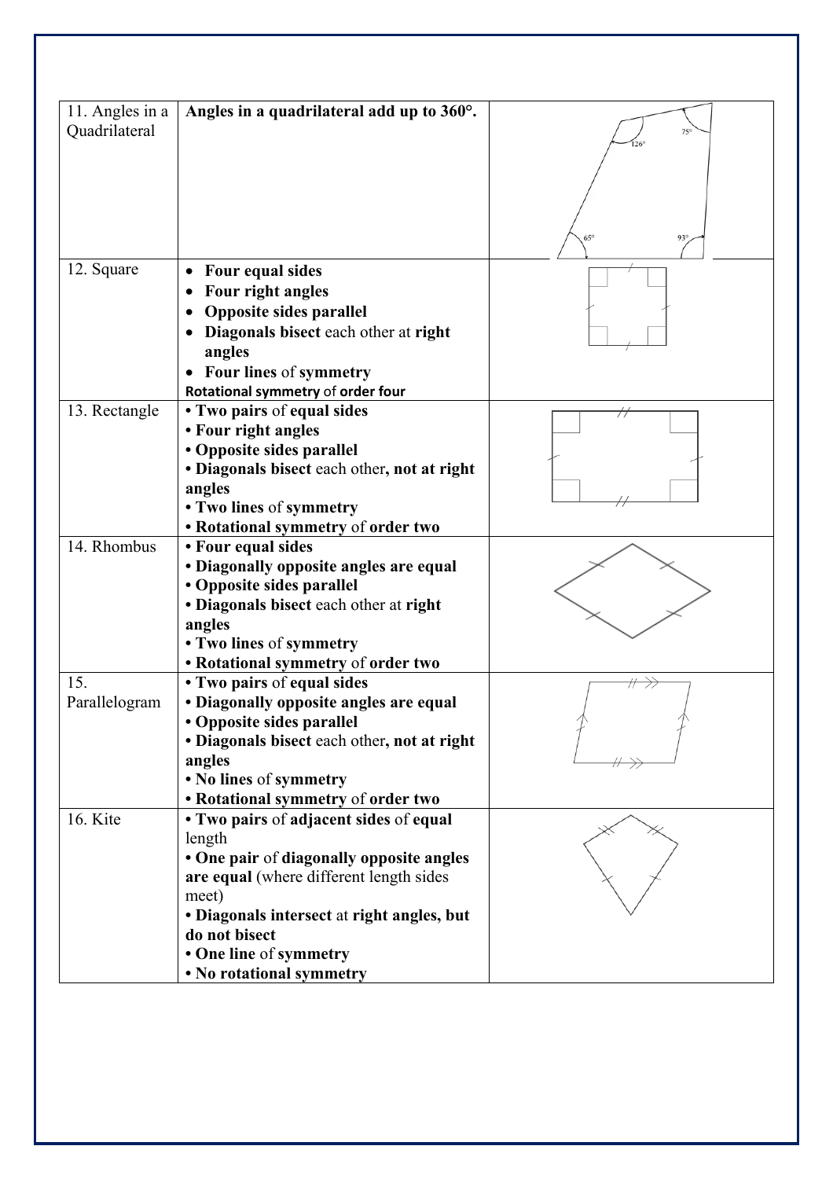| | | |
|---|---|---|
| 11. Angles in a Quadrilateral | **Angles in a quadrilateral add up to 360°.** | |
| 12. Square | • **Four equal sides**<br>• **Four right angles**<br>• **Opposite sides parallel**<br>• **Diagonals bisect** each other at **right angles**<br>• **Four lines** of **symmetry**<br>**Rotational symmetry** of **order four** | |
| 13. Rectangle | • **Two pairs** of **equal sides**<br>• **Four right angles**<br>• **Opposite sides parallel**<br>• **Diagonals bisect** each other**, not at right angles**<br>• **Two lines** of **symmetry**<br>• **Rotational symmetry** of **order two** | |
| 14. Rhombus | • **Four equal sides**<br>• **Diagonally opposite angles are equal**<br>• **Opposite sides parallel**<br>• **Diagonals bisect** each other at **right angles**<br>• **Two lines** of **symmetry**<br>• **Rotational symmetry** of **order two** | |
| 15. Parallelogram | • **Two pairs** of **equal sides**<br>• **Diagonally opposite angles are equal**<br>• **Opposite sides parallel**<br>• **Diagonals bisect** each other**, not at right angles**<br>• **No lines** of **symmetry**<br>• **Rotational symmetry** of **order two** | |
| 16. Kite | • **Two pairs** of **adjacent sides** of **equal** length<br>• **One pair** of **diagonally opposite angles are equal** (where different length sides meet)<br>• **Diagonals intersect** at **right angles, but do not bisect**<br>• **One line** of **symmetry**<br>• **No rotational symmetry** | |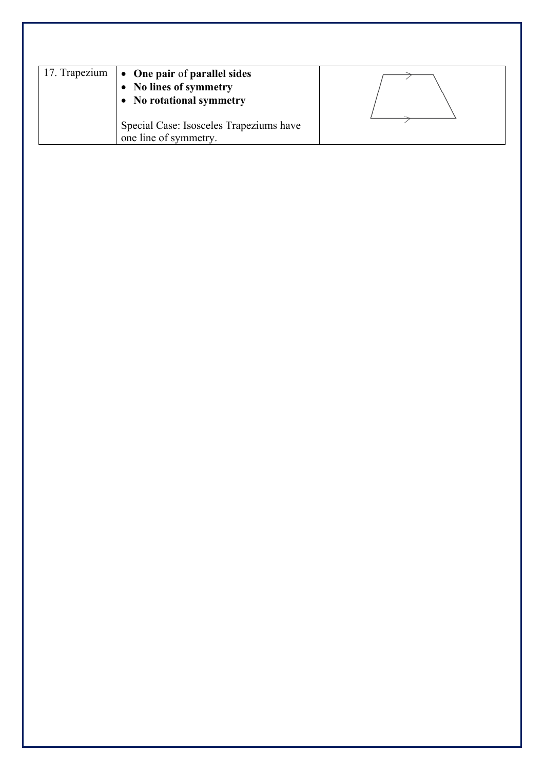| | | |
|---|---|---|
| 17. Trapezium | • **One pair** of **parallel sides**<br>• **No lines of symmetry**<br>• **No rotational symmetry**<br><br>Special Case: Isosceles Trapeziums have one line of symmetry. | |